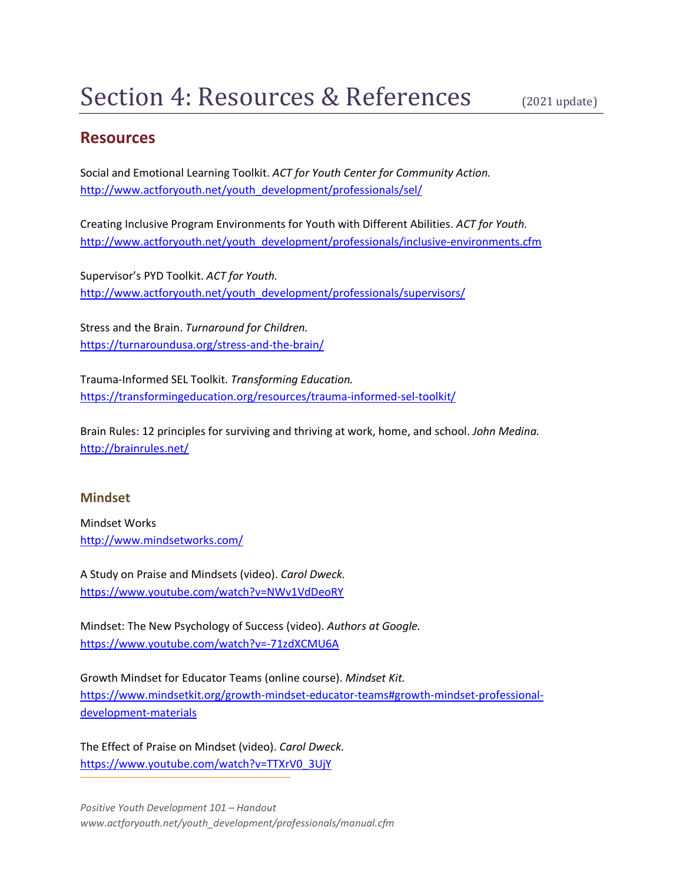# Section 4: Resources & References (2021 update)

## Resources

Social and Emotional Learning Toolkit. *ACT for Youth Center for Community Action.*
http://www.actforyouth.net/youth_development/professionals/sel/

Creating Inclusive Program Environments for Youth with Different Abilities. *ACT for Youth.*
http://www.actforyouth.net/youth_development/professionals/inclusive-environments.cfm

Supervisor's PYD Toolkit. *ACT for Youth.*
http://www.actforyouth.net/youth_development/professionals/supervisors/

Stress and the Brain. *Turnaround for Children.*
https://turnaroundusa.org/stress-and-the-brain/

Trauma-Informed SEL Toolkit. *Transforming Education.*
https://transformingeducation.org/resources/trauma-informed-sel-toolkit/

Brain Rules: 12 principles for surviving and thriving at work, home, and school. *John Medina.*
http://brainrules.net/

### Mindset

Mindset Works
http://www.mindsetworks.com/

A Study on Praise and Mindsets (video). *Carol Dweck.*
https://www.youtube.com/watch?v=NWv1VdDeoRY

Mindset: The New Psychology of Success (video). *Authors at Google.*
https://www.youtube.com/watch?v=-71zdXCMU6A

Growth Mindset for Educator Teams (online course). *Mindset Kit.*
https://www.mindsetkit.org/growth-mindset-educator-teams#growth-mindset-professional-development-materials

The Effect of Praise on Mindset (video). *Carol Dweck.*
https://www.youtube.com/watch?v=TTXrV0_3UjY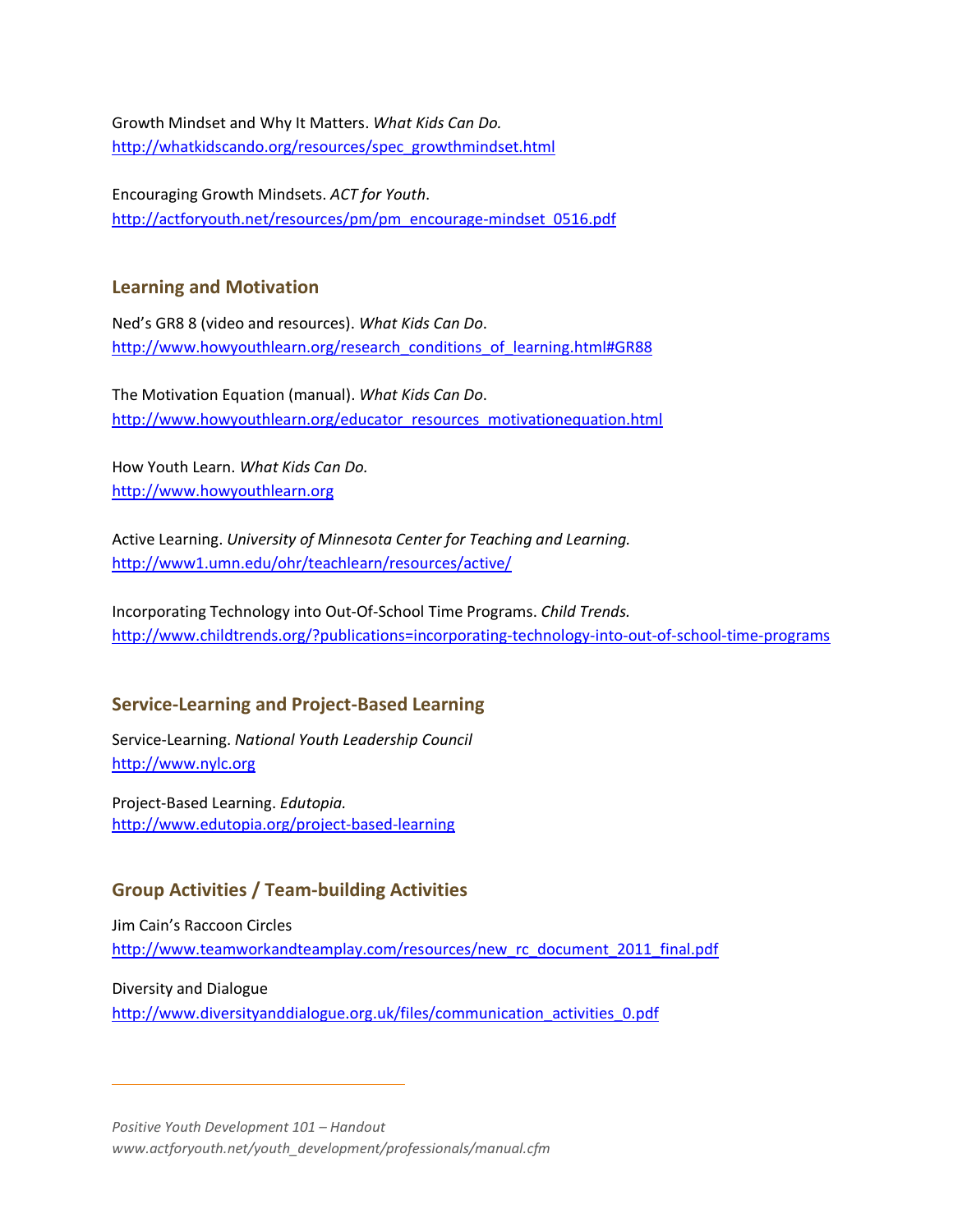Growth Mindset and Why It Matters. *What Kids Can Do.*
http://whatkidscando.org/resources/spec_growthmindset.html

Encouraging Growth Mindsets. *ACT for Youth*.
http://actforyouth.net/resources/pm/pm_encourage-mindset_0516.pdf

## Learning and Motivation

Ned's GR8 8 (video and resources). *What Kids Can Do*.
http://www.howyouthlearn.org/research_conditions_of_learning.html#GR88

The Motivation Equation (manual). *What Kids Can Do*.
http://www.howyouthlearn.org/educator_resources_motivationequation.html

How Youth Learn. *What Kids Can Do.*
http://www.howyouthlearn.org

Active Learning. *University of Minnesota Center for Teaching and Learning.*
http://www1.umn.edu/ohr/teachlearn/resources/active/

Incorporating Technology into Out-Of-School Time Programs. *Child Trends.*
http://www.childtrends.org/?publications=incorporating-technology-into-out-of-school-time-programs

## Service-Learning and Project-Based Learning

Service-Learning. *National Youth Leadership Council*
http://www.nylc.org

Project-Based Learning. *Edutopia.*
http://www.edutopia.org/project-based-learning

## Group Activities / Team-building Activities

Jim Cain's Raccoon Circles
http://www.teamworkandteamplay.com/resources/new_rc_document_2011_final.pdf

Diversity and Dialogue
http://www.diversityanddialogue.org.uk/files/communication_activities_0.pdf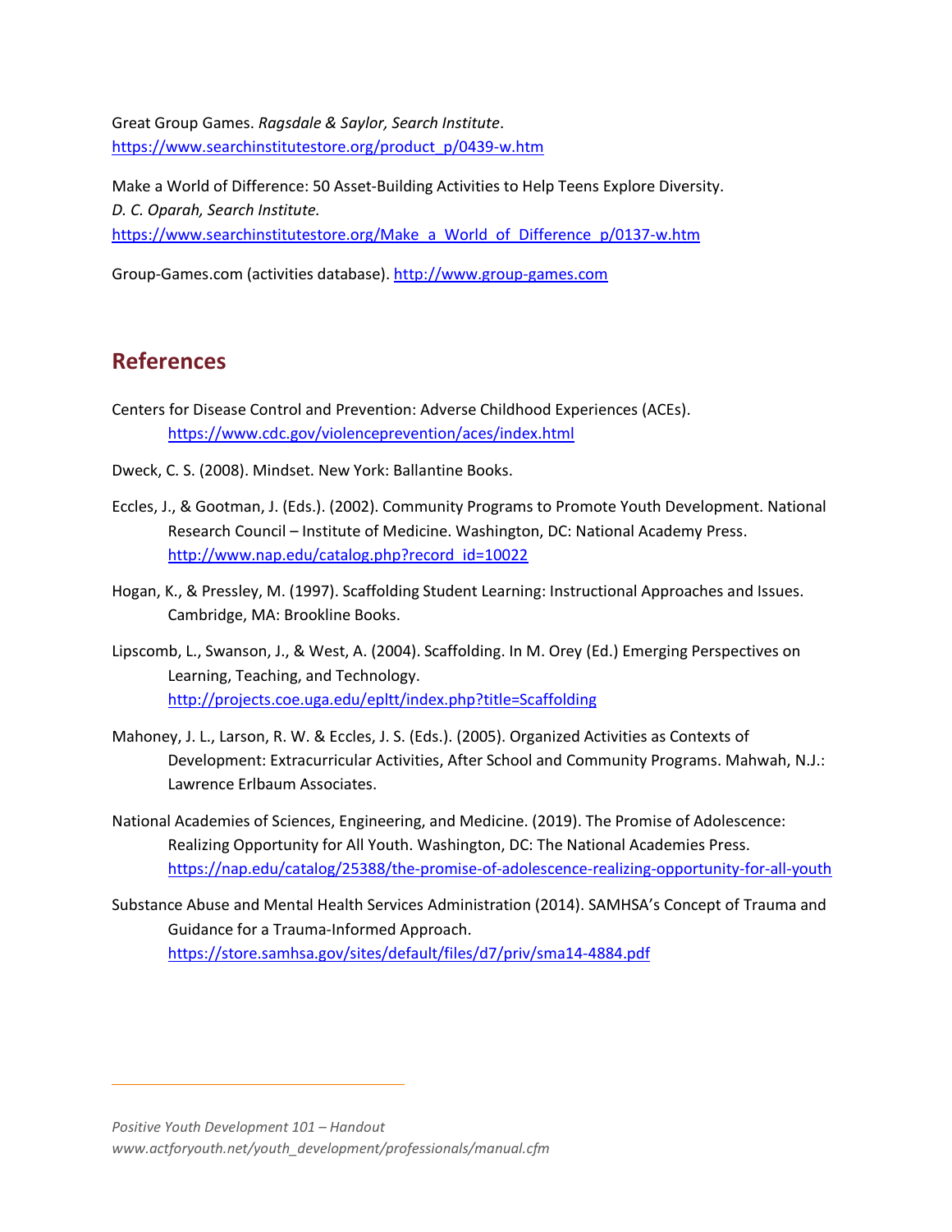Great Group Games. *Ragsdale & Saylor, Search Institute*.
https://www.searchinstitutestore.org/product_p/0439-w.htm

Make a World of Difference: 50 Asset-Building Activities to Help Teens Explore Diversity. *D. C. Oparah, Search Institute.*
https://www.searchinstitutestore.org/Make_a_World_of_Difference_p/0137-w.htm

Group-Games.com (activities database). http://www.group-games.com

## References

Centers for Disease Control and Prevention: Adverse Childhood Experiences (ACEs). https://www.cdc.gov/violenceprevention/aces/index.html

Dweck, C. S. (2008). Mindset. New York: Ballantine Books.

Eccles, J., & Gootman, J. (Eds.). (2002). Community Programs to Promote Youth Development. National Research Council – Institute of Medicine. Washington, DC: National Academy Press. http://www.nap.edu/catalog.php?record_id=10022

Hogan, K., & Pressley, M. (1997). Scaffolding Student Learning: Instructional Approaches and Issues. Cambridge, MA: Brookline Books.

Lipscomb, L., Swanson, J., & West, A. (2004). Scaffolding. In M. Orey (Ed.) Emerging Perspectives on Learning, Teaching, and Technology. http://projects.coe.uga.edu/epltt/index.php?title=Scaffolding

Mahoney, J. L., Larson, R. W. & Eccles, J. S. (Eds.). (2005). Organized Activities as Contexts of Development: Extracurricular Activities, After School and Community Programs. Mahwah, N.J.: Lawrence Erlbaum Associates.

National Academies of Sciences, Engineering, and Medicine. (2019). The Promise of Adolescence: Realizing Opportunity for All Youth. Washington, DC: The National Academies Press. https://nap.edu/catalog/25388/the-promise-of-adolescence-realizing-opportunity-for-all-youth

Substance Abuse and Mental Health Services Administration (2014). SAMHSA's Concept of Trauma and Guidance for a Trauma-Informed Approach. https://store.samhsa.gov/sites/default/files/d7/priv/sma14-4884.pdf